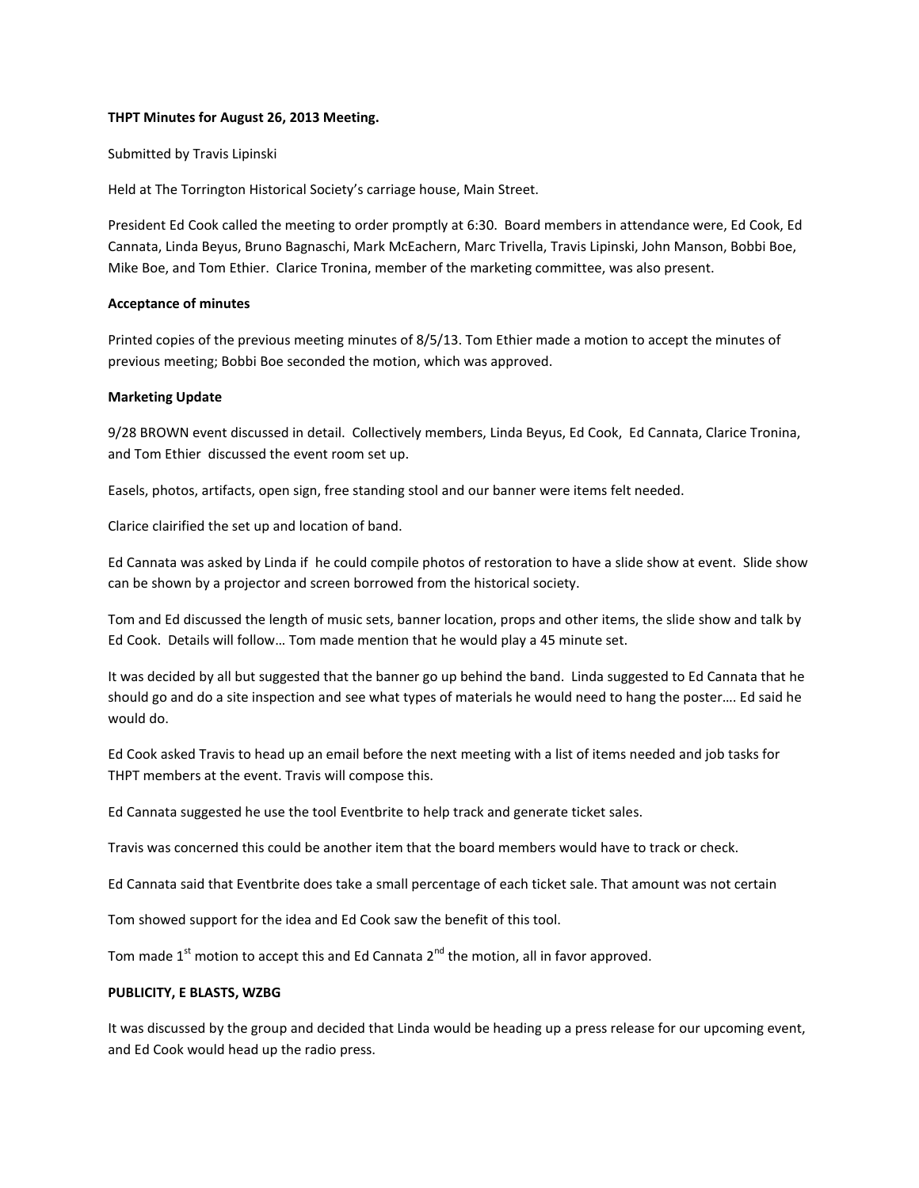**THPT Minutes for August 26, 2013 Meeting.**

Submitted by Travis Lipinski

Held at The Torrington Historical Society's carriage house, Main Street.

President Ed Cook called the meeting to order promptly at 6:30. Board members in attendance were, Ed Cook, Ed Cannata, Linda Beyus, Bruno Bagnaschi, Mark McEachern, Marc Trivella, Travis Lipinski, John Manson, Bobbi Boe, Mike Boe, and Tom Ethier. Clarice Tronina, member of the marketing committee, was also present.

**Acceptance of minutes**

Printed copies of the previous meeting minutes of 8/5/13. Tom Ethier made a motion to accept the minutes of previous meeting; Bobbi Boe seconded the motion, which was approved.

**Marketing Update**

9/28 BROWN event discussed in detail. Collectively members, Linda Beyus, Ed Cook, Ed Cannata, Clarice Tronina, and Tom Ethier discussed the event room set up.

Easels, photos, artifacts, open sign, free standing stool and our banner were items felt needed.

Clarice clairified the set up and location of band.

Ed Cannata was asked by Linda if he could compile photos of restoration to have a slide show at event. Slide show can be shown by a projector and screen borrowed from the historical society.

Tom and Ed discussed the length of music sets, banner location, props and other items, the slide show and talk by Ed Cook. Details will follow… Tom made mention that he would play a 45 minute set.

It was decided by all but suggested that the banner go up behind the band. Linda suggested to Ed Cannata that he should go and do a site inspection and see what types of materials he would need to hang the poster…. Ed said he would do.

Ed Cook asked Travis to head up an email before the next meeting with a list of items needed and job tasks for THPT members at the event. Travis will compose this.

Ed Cannata suggested he use the tool Eventbrite to help track and generate ticket sales.

Travis was concerned this could be another item that the board members would have to track or check.

Ed Cannata said that Eventbrite does take a small percentage of each ticket sale. That amount was not certain

Tom showed support for the idea and Ed Cook saw the benefit of this tool.

Tom made 1st motion to accept this and Ed Cannata 2nd the motion, all in favor approved.

**PUBLICITY, E BLASTS, WZBG**

It was discussed by the group and decided that Linda would be heading up a press release for our upcoming event, and Ed Cook would head up the radio press.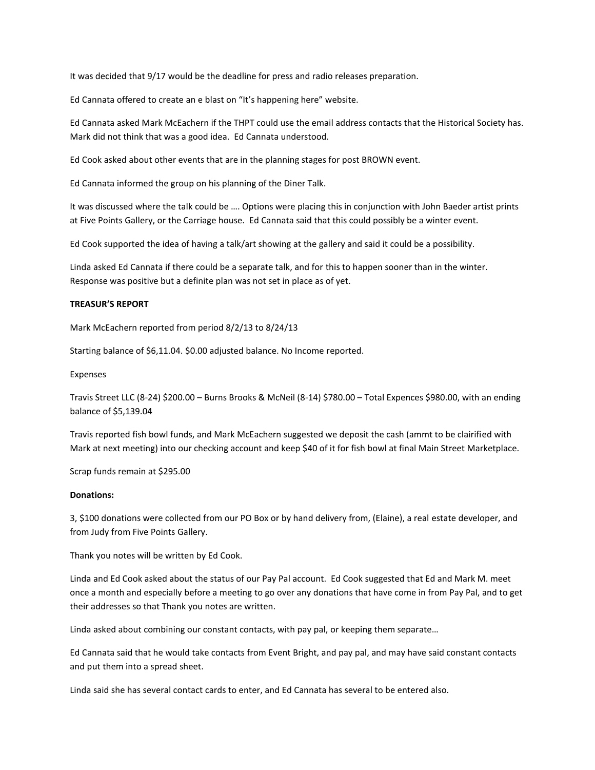It was decided that 9/17 would be the deadline for press and radio releases preparation.

Ed Cannata offered to create an e blast on "It's happening here" website.

Ed Cannata asked Mark McEachern if the THPT could use the email address contacts that the Historical Society has. Mark did not think that was a good idea. Ed Cannata understood.

Ed Cook asked about other events that are in the planning stages for post BROWN event.

Ed Cannata informed the group on his planning of the Diner Talk.

It was discussed where the talk could be …. Options were placing this in conjunction with John Baeder artist prints at Five Points Gallery, or the Carriage house. Ed Cannata said that this could possibly be a winter event.

Ed Cook supported the idea of having a talk/art showing at the gallery and said it could be a possibility.

Linda asked Ed Cannata if there could be a separate talk, and for this to happen sooner than in the winter. Response was positive but a definite plan was not set in place as of yet.

**TREASUR'S REPORT**

Mark McEachern reported from period 8/2/13 to 8/24/13

Starting balance of $6,11.04. $0.00 adjusted balance. No Income reported.

Expenses

Travis Street LLC (8-24) $200.00 – Burns Brooks & McNeil (8-14) $780.00 – Total Expences $980.00, with an ending balance of $5,139.04

Travis reported fish bowl funds, and Mark McEachern suggested we deposit the cash (ammt to be clairified with Mark at next meeting) into our checking account and keep $40 of it for fish bowl at final Main Street Marketplace.

Scrap funds remain at $295.00

**Donations:**

3, $100 donations were collected from our PO Box or by hand delivery from, (Elaine), a real estate developer, and from Judy from Five Points Gallery.

Thank you notes will be written by Ed Cook.

Linda and Ed Cook asked about the status of our Pay Pal account. Ed Cook suggested that Ed and Mark M. meet once a month and especially before a meeting to go over any donations that have come in from Pay Pal, and to get their addresses so that Thank you notes are written.

Linda asked about combining our constant contacts, with pay pal, or keeping them separate…

Ed Cannata said that he would take contacts from Event Bright, and pay pal, and may have said constant contacts and put them into a spread sheet.

Linda said she has several contact cards to enter, and Ed Cannata has several to be entered also.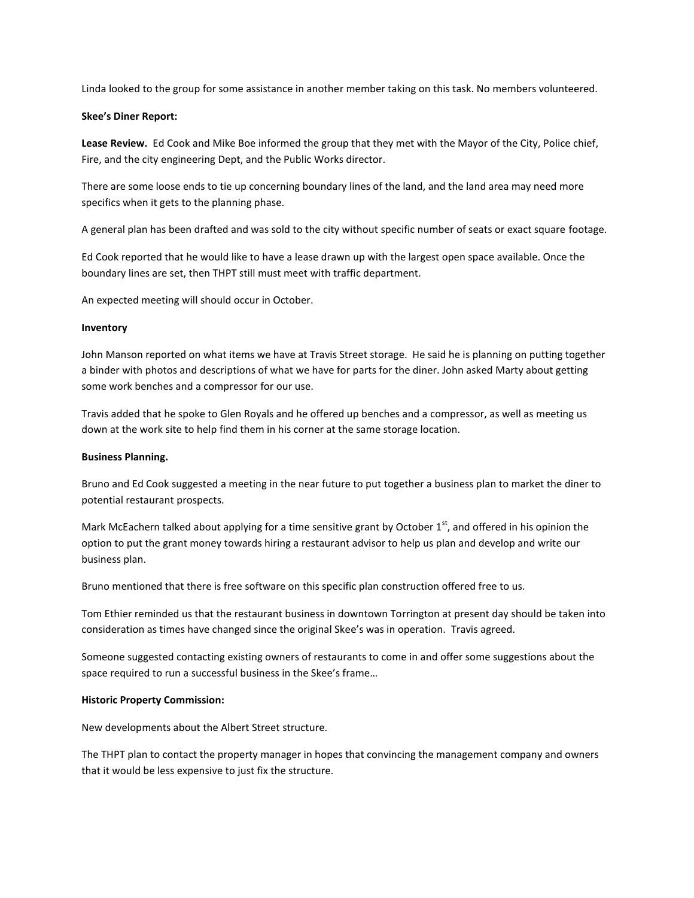Linda looked to the group for some assistance in another member taking on this task. No members volunteered.

**Skee's Diner Report:**

**Lease Review.** Ed Cook and Mike Boe informed the group that they met with the Mayor of the City, Police chief, Fire, and the city engineering Dept, and the Public Works director.

There are some loose ends to tie up concerning boundary lines of the land, and the land area may need more specifics when it gets to the planning phase.

A general plan has been drafted and was sold to the city without specific number of seats or exact square footage.

Ed Cook reported that he would like to have a lease drawn up with the largest open space available. Once the boundary lines are set, then THPT still must meet with traffic department.

An expected meeting will should occur in October.

**Inventory**

John Manson reported on what items we have at Travis Street storage. He said he is planning on putting together a binder with photos and descriptions of what we have for parts for the diner. John asked Marty about getting some work benches and a compressor for our use.

Travis added that he spoke to Glen Royals and he offered up benches and a compressor, as well as meeting us down at the work site to help find them in his corner at the same storage location.

**Business Planning.**

Bruno and Ed Cook suggested a meeting in the near future to put together a business plan to market the diner to potential restaurant prospects.

Mark McEachern talked about applying for a time sensitive grant by October 1st, and offered in his opinion the option to put the grant money towards hiring a restaurant advisor to help us plan and develop and write our business plan.

Bruno mentioned that there is free software on this specific plan construction offered free to us.

Tom Ethier reminded us that the restaurant business in downtown Torrington at present day should be taken into consideration as times have changed since the original Skee's was in operation. Travis agreed.

Someone suggested contacting existing owners of restaurants to come in and offer some suggestions about the space required to run a successful business in the Skee's frame…

**Historic Property Commission:**

New developments about the Albert Street structure.

The THPT plan to contact the property manager in hopes that convincing the management company and owners that it would be less expensive to just fix the structure.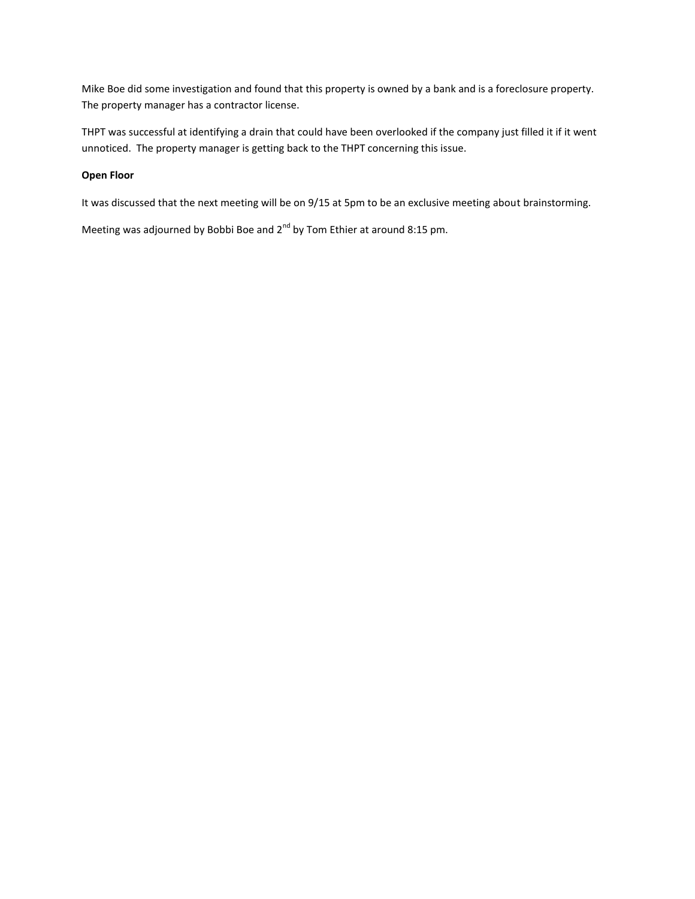Mike Boe did some investigation and found that this property is owned by a bank and is a foreclosure property. The property manager has a contractor license.

THPT was successful at identifying a drain that could have been overlooked if the company just filled it if it went unnoticed. The property manager is getting back to the THPT concerning this issue.

**Open Floor**

It was discussed that the next meeting will be on 9/15 at 5pm to be an exclusive meeting about brainstorming.

Meeting was adjourned by Bobbi Boe and 2nd by Tom Ethier at around 8:15 pm.